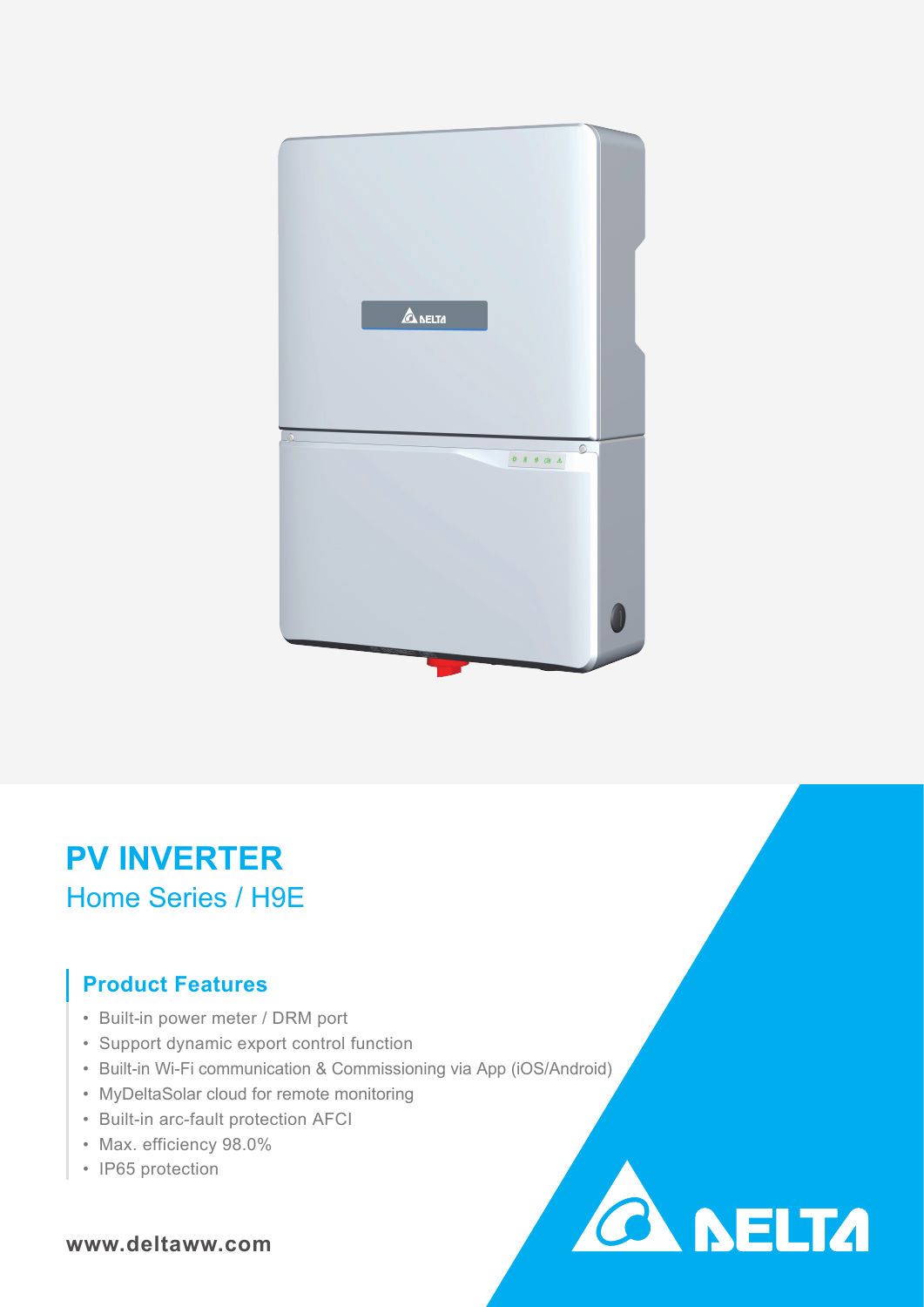# PV INVERTER

## Home Series / H9E

### Product Features

- Built-in power meter / DRM port
- Support dynamic export control function
- Built-in Wi-Fi communication & Commissioning via App (iOS/Android)
- MyDeltaSolar cloud for remote monitoring
- Built-in arc-fault protection AFCI
- Max. efficiency 98.0%
- IP65 protection

**www.deltaww.com**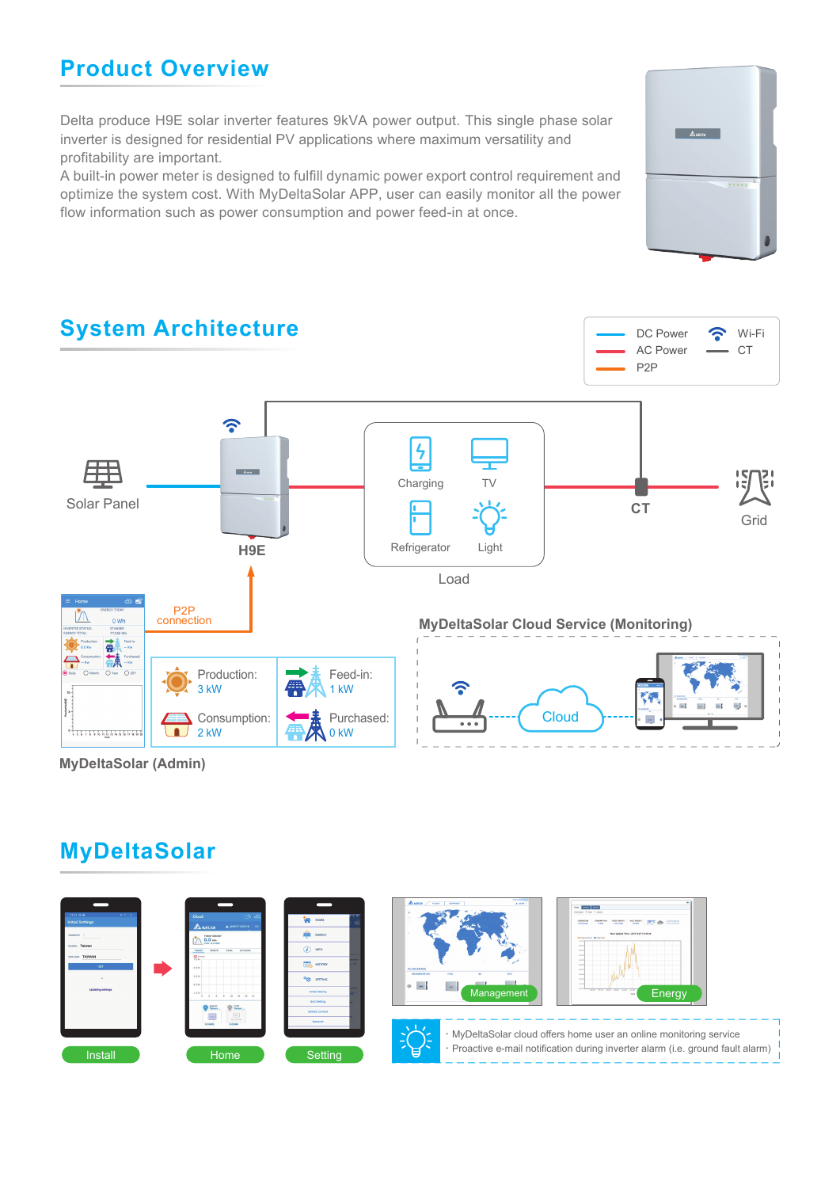## Product Overview

Delta produce H9E solar inverter features 9kVA power output. This single phase solar inverter is designed for residential PV applications where maximum versatility and profitability are important.
A built-in power meter is designed to fulfill dynamic power export control requirement and optimize the system cost. With MyDeltaSolar APP, user can easily monitor all the power flow information such as power consumption and power feed-in at once.

## System Architecture

DC Power
AC Power
P2P
Wi-Fi
CT

Solar Panel
H9E
Charging
TV
Refrigerator
Light
Load
CT
Grid

P2P connection

Production: 3 kW
Consumption: 2 kW
Feed-in: 1 kW
Purchased: 0 kW

MyDeltaSolar (Admin)

MyDeltaSolar Cloud Service (Monitoring)

Cloud

## MyDeltaSolar

Install
Home
Setting
Management
Energy

- MyDeltaSolar cloud offers home user an online monitoring service
- Proactive e-mail notification during inverter alarm (i.e. ground fault alarm)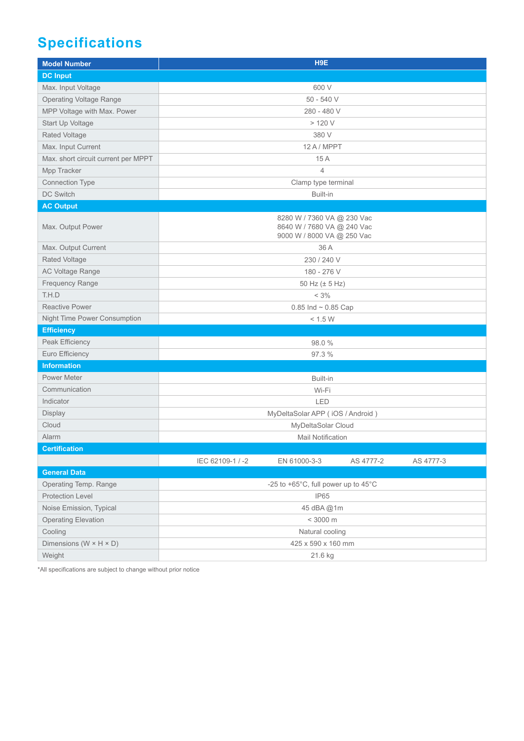# Specifications

| Model Number | H9E |
|---|---|
| **DC Input** | |
| Max. Input Voltage | 600 V |
| Operating Voltage Range | 50 - 540 V |
| MPP Voltage with Max. Power | 280 - 480 V |
| Start Up Voltage | > 120 V |
| Rated Voltage | 380 V |
| Max. Input Current | 12 A / MPPT |
| Max. short circuit current per MPPT | 15 A |
| Mpp Tracker | 4 |
| Connection Type | Clamp type terminal |
| DC Switch | Built-in |
| **AC Output** | |
| Max. Output Power | 8280 W / 7360 VA @ 230 Vac<br>8640 W / 7680 VA @ 240 Vac<br>9000 W / 8000 VA @ 250 Vac |
| Max. Output Current | 36 A |
| Rated Voltage | 230 / 240 V |
| AC Voltage Range | 180 - 276 V |
| Frequency Range | 50 Hz (± 5 Hz) |
| T.H.D | < 3% |
| Reactive Power | 0.85 Ind ~ 0.85 Cap |
| Night Time Power Consumption | < 1.5 W |
| **Efficiency** | |
| Peak Efficiency | 98.0 % |
| Euro Efficiency | 97.3 % |
| **Information** | |
| Power Meter | Built-in |
| Communication | Wi-Fi |
| Indicator | LED |
| Display | MyDeltaSolar APP ( iOS / Android ) |
| Cloud | MyDeltaSolar Cloud |
| Alarm | Mail Notification |
| **Certification** | |
| | IEC 62109-1 / -2 EN 61000-3-3 AS 4777-2 AS 4777-3 |
| **General Data** | |
| Operating Temp. Range | -25 to +65°C, full power up to 45°C |
| Protection Level | IP65 |
| Noise Emission, Typical | 45 dBA @1m |
| Operating Elevation | < 3000 m |
| Cooling | Natural cooling |
| Dimensions (W × H × D) | 425 x 590 x 160 mm |
| Weight | 21.6 kg |

*All specifications are subject to change without prior notice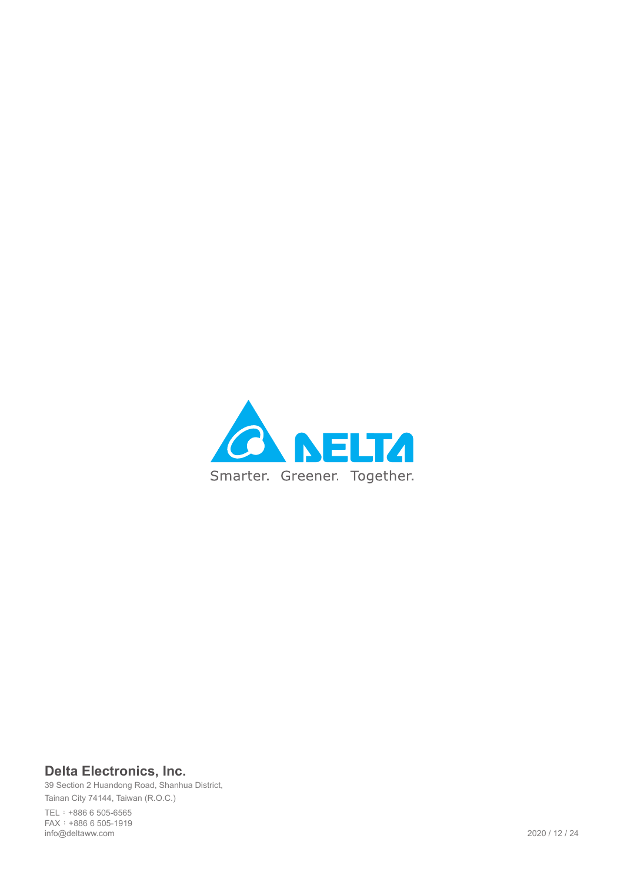Smarter. Greener. Together.

**Delta Electronics, Inc.**

39 Section 2 Huandong Road, Shanhua District,
Tainan City 74144, Taiwan (R.O.C.)

TEL：+886 6 505-6565
FAX：+886 6 505-1919
info@deltaww.com

2020 / 12 / 24